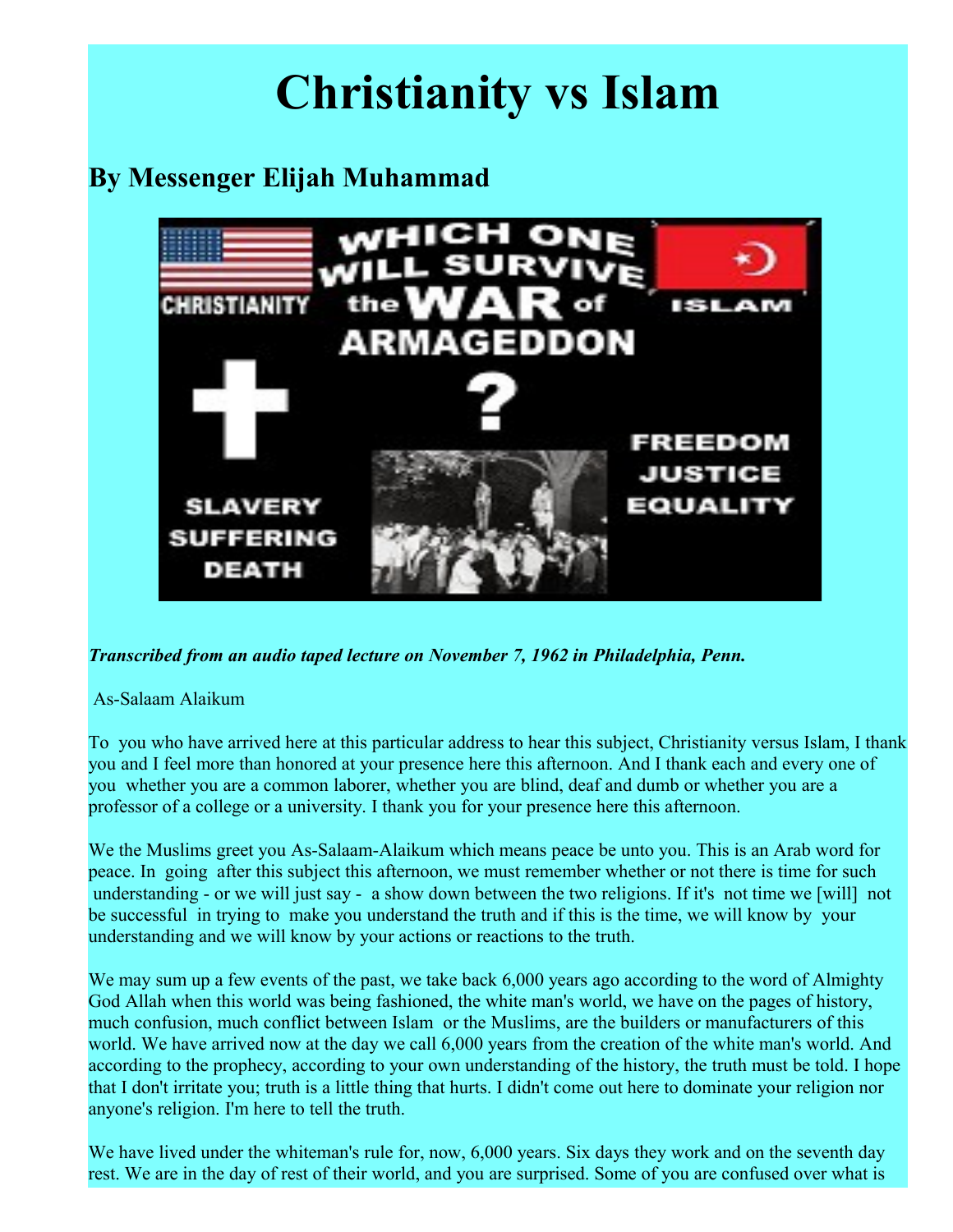# Christianity vs Islam

## By Messenger Elijah Muhammad

***Transcribed from an audio taped lecture on November 7, 1962 in Philadelphia, Penn.***

As-Salaam Alaikum

To you who have arrived here at this particular address to hear this subject, Christianity versus Islam, I thank you and I feel more than honored at your presence here this afternoon. And I thank each and every one of you whether you are a common laborer, whether you are blind, deaf and dumb or whether you are a professor of a college or a university. I thank you for your presence here this afternoon.

We the Muslims greet you As-Salaam-Alaikum which means peace be unto you. This is an Arab word for peace. In going after this subject this afternoon, we must remember whether or not there is time for such understanding - or we will just say - a show down between the two religions. If it's not time we [will] not be successful in trying to make you understand the truth and if this is the time, we will know by your understanding and we will know by your actions or reactions to the truth.

We may sum up a few events of the past, we take back 6,000 years ago according to the word of Almighty God Allah when this world was being fashioned, the white man's world, we have on the pages of history, much confusion, much conflict between Islam or the Muslims, are the builders or manufacturers of this world. We have arrived now at the day we call 6,000 years from the creation of the white man's world. And according to the prophecy, according to your own understanding of the history, the truth must be told. I hope that I don't irritate you; truth is a little thing that hurts. I didn't come out here to dominate your religion nor anyone's religion. I'm here to tell the truth.

We have lived under the whiteman's rule for, now, 6,000 years. Six days they work and on the seventh day rest. We are in the day of rest of their world, and you are surprised. Some of you are confused over what is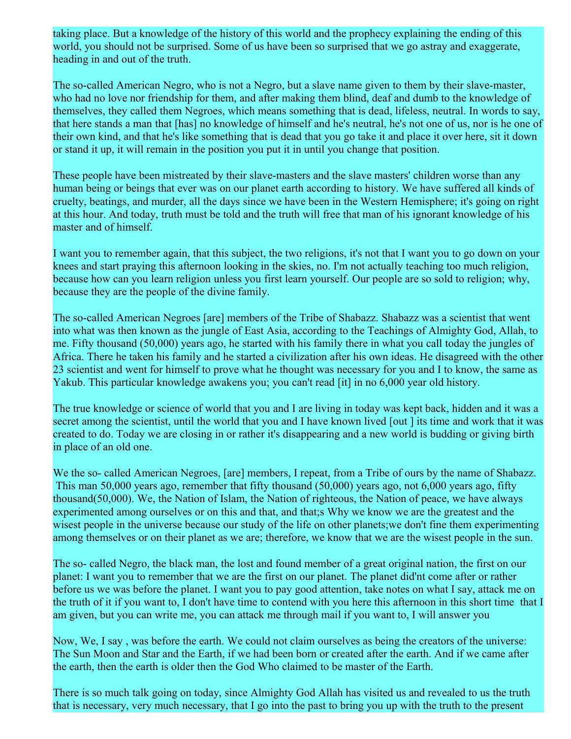taking place. But a knowledge of the history of this world and the prophecy explaining the ending of this world, you should not be surprised. Some of us have been so surprised that we go astray and exaggerate, heading in and out of the truth.

The so-called American Negro, who is not a Negro, but a slave name given to them by their slave-master, who had no love nor friendship for them, and after making them blind, deaf and dumb to the knowledge of themselves, they called them Negroes, which means something that is dead, lifeless, neutral. In words to say, that here stands a man that [has] no knowledge of himself and he's neutral, he's not one of us, nor is he one of their own kind, and that he's like something that is dead that you go take it and place it over here, sit it down or stand it up, it will remain in the position you put it in until you change that position.

These people have been mistreated by their slave-masters and the slave masters' children worse than any human being or beings that ever was on our planet earth according to history. We have suffered all kinds of cruelty, beatings, and murder, all the days since we have been in the Western Hemisphere; it's going on right at this hour. And today, truth must be told and the truth will free that man of his ignorant knowledge of his master and of himself.

I want you to remember again, that this subject, the two religions, it's not that I want you to go down on your knees and start praying this afternoon looking in the skies, no. I'm not actually teaching too much religion, because how can you learn religion unless you first learn yourself. Our people are so sold to religion; why, because they are the people of the divine family.

The so-called American Negroes [are] members of the Tribe of Shabazz. Shabazz was a scientist that went into what was then known as the jungle of East Asia, according to the Teachings of Almighty God, Allah, to me. Fifty thousand (50,000) years ago, he started with his family there in what you call today the jungles of Africa. There he taken his family and he started a civilization after his own ideas. He disagreed with the other 23 scientist and went for himself to prove what he thought was necessary for you and I to know, the same as Yakub. This particular knowledge awakens you; you can't read [it] in no 6,000 year old history.

The true knowledge or science of world that you and I are living in today was kept back, hidden and it was a secret among the scientist, until the world that you and I have known lived [out ] its time and work that it was created to do. Today we are closing in or rather it's disappearing and a new world is budding or giving birth in place of an old one.

We the so- called American Negroes, [are] members, I repeat, from a Tribe of ours by the name of Shabazz. This man 50,000 years ago, remember that fifty thousand (50,000) years ago, not 6,000 years ago, fifty thousand(50,000). We, the Nation of Islam, the Nation of righteous, the Nation of peace, we have always experimented among ourselves or on this and that, and that;s Why we know we are the greatest and the wisest people in the universe because our study of the life on other planets;we don't fine them experimenting among themselves or on their planet as we are; therefore, we know that we are the wisest people in the sun.

The so- called Negro, the black man, the lost and found member of a great original nation, the first on our planet: I want you to remember that we are the first on our planet. The planet did'nt come after or rather before us we was before the planet. I want you to pay good attention, take notes on what I say, attack me on the truth of it if you want to, I don't have time to contend with you here this afternoon in this short time that I am given, but you can write me, you can attack me through mail if you want to, I will answer you

Now, We, I say , was before the earth. We could not claim ourselves as being the creators of the universe: The Sun Moon and Star and the Earth, if we had been born or created after the earth. And if we came after the earth, then the earth is older then the God Who claimed to be master of the Earth.

There is so much talk going on today, since Almighty God Allah has visited us and revealed to us the truth that is necessary, very much necessary, that I go into the past to bring you up with the truth to the present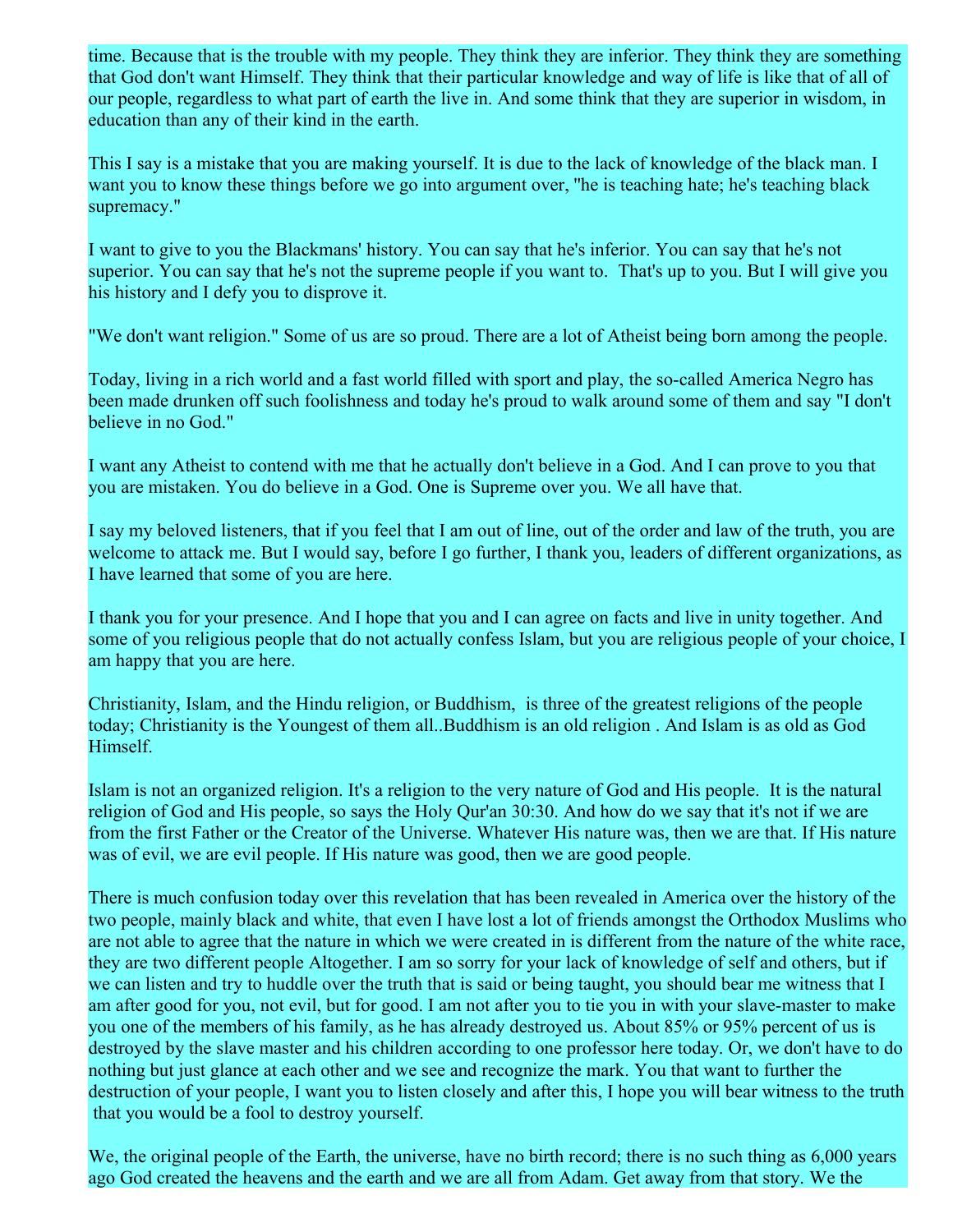time. Because that is the trouble with my people. They think they are inferior. They think they are something that God don't want Himself. They think that their particular knowledge and way of life is like that of all of our people, regardless to what part of earth the live in. And some think that they are superior in wisdom, in education than any of their kind in the earth.

This I say is a mistake that you are making yourself. It is due to the lack of knowledge of the black man. I want you to know these things before we go into argument over, "he is teaching hate; he's teaching black supremacy."

I want to give to you the Blackmans' history. You can say that he's inferior. You can say that he's not superior. You can say that he's not the supreme people if you want to. That's up to you. But I will give you his history and I defy you to disprove it.

"We don't want religion." Some of us are so proud. There are a lot of Atheist being born among the people.

Today, living in a rich world and a fast world filled with sport and play, the so-called America Negro has been made drunken off such foolishness and today he's proud to walk around some of them and say "I don't believe in no God."

I want any Atheist to contend with me that he actually don't believe in a God. And I can prove to you that you are mistaken. You do believe in a God. One is Supreme over you. We all have that.

I say my beloved listeners, that if you feel that I am out of line, out of the order and law of the truth, you are welcome to attack me. But I would say, before I go further, I thank you, leaders of different organizations, as I have learned that some of you are here.

I thank you for your presence. And I hope that you and I can agree on facts and live in unity together. And some of you religious people that do not actually confess Islam, but you are religious people of your choice, I am happy that you are here.

Christianity, Islam, and the Hindu religion, or Buddhism, is three of the greatest religions of the people today; Christianity is the Youngest of them all..Buddhism is an old religion . And Islam is as old as God Himself.

Islam is not an organized religion. It's a religion to the very nature of God and His people. It is the natural religion of God and His people, so says the Holy Qur'an 30:30. And how do we say that it's not if we are from the first Father or the Creator of the Universe. Whatever His nature was, then we are that. If His nature was of evil, we are evil people. If His nature was good, then we are good people.

There is much confusion today over this revelation that has been revealed in America over the history of the two people, mainly black and white, that even I have lost a lot of friends amongst the Orthodox Muslims who are not able to agree that the nature in which we were created in is different from the nature of the white race, they are two different people Altogether. I am so sorry for your lack of knowledge of self and others, but if we can listen and try to huddle over the truth that is said or being taught, you should bear me witness that I am after good for you, not evil, but for good. I am not after you to tie you in with your slave-master to make you one of the members of his family, as he has already destroyed us. About 85% or 95% percent of us is destroyed by the slave master and his children according to one professor here today. Or, we don't have to do nothing but just glance at each other and we see and recognize the mark. You that want to further the destruction of your people, I want you to listen closely and after this, I hope you will bear witness to the truth that you would be a fool to destroy yourself.

We, the original people of the Earth, the universe, have no birth record; there is no such thing as 6,000 years ago God created the heavens and the earth and we are all from Adam. Get away from that story. We the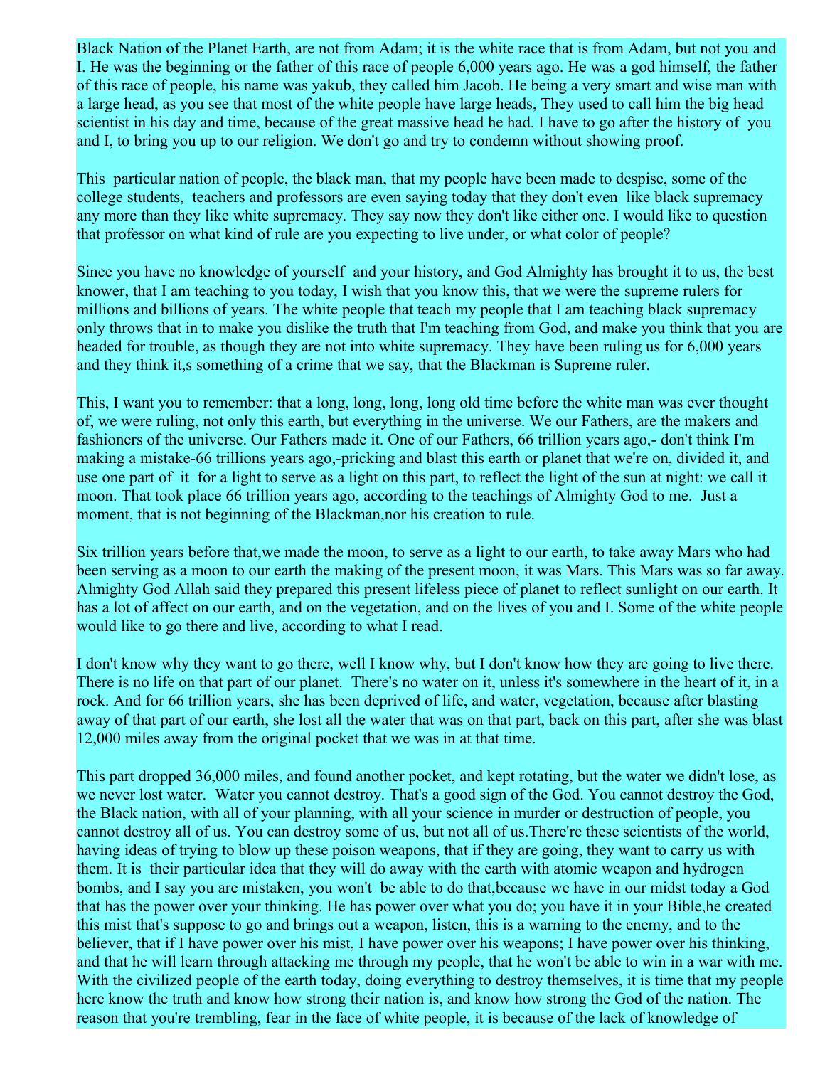Black Nation of the Planet Earth, are not from Adam; it is the white race that is from Adam, but not you and I. He was the beginning or the father of this race of people 6,000 years ago. He was a god himself, the father of this race of people, his name was yakub, they called him Jacob. He being a very smart and wise man with a large head, as you see that most of the white people have large heads, They used to call him the big head scientist in his day and time, because of the great massive head he had. I have to go after the history of you and I, to bring you up to our religion. We don't go and try to condemn without showing proof.

This particular nation of people, the black man, that my people have been made to despise, some of the college students, teachers and professors are even saying today that they don't even like black supremacy any more than they like white supremacy. They say now they don't like either one. I would like to question that professor on what kind of rule are you expecting to live under, or what color of people?

Since you have no knowledge of yourself and your history, and God Almighty has brought it to us, the best knower, that I am teaching to you today, I wish that you know this, that we were the supreme rulers for millions and billions of years. The white people that teach my people that I am teaching black supremacy only throws that in to make you dislike the truth that I'm teaching from God, and make you think that you are headed for trouble, as though they are not into white supremacy. They have been ruling us for 6,000 years and they think it,s something of a crime that we say, that the Blackman is Supreme ruler.

This, I want you to remember: that a long, long, long, long old time before the white man was ever thought of, we were ruling, not only this earth, but everything in the universe. We our Fathers, are the makers and fashioners of the universe. Our Fathers made it. One of our Fathers, 66 trillion years ago,- don't think I'm making a mistake-66 trillions years ago,-pricking and blast this earth or planet that we're on, divided it, and use one part of it for a light to serve as a light on this part, to reflect the light of the sun at night: we call it moon. That took place 66 trillion years ago, according to the teachings of Almighty God to me. Just a moment, that is not beginning of the Blackman,nor his creation to rule.

Six trillion years before that,we made the moon, to serve as a light to our earth, to take away Mars who had been serving as a moon to our earth the making of the present moon, it was Mars. This Mars was so far away. Almighty God Allah said they prepared this present lifeless piece of planet to reflect sunlight on our earth. It has a lot of affect on our earth, and on the vegetation, and on the lives of you and I. Some of the white people would like to go there and live, according to what I read.

I don't know why they want to go there, well I know why, but I don't know how they are going to live there. There is no life on that part of our planet. There's no water on it, unless it's somewhere in the heart of it, in a rock. And for 66 trillion years, she has been deprived of life, and water, vegetation, because after blasting away of that part of our earth, she lost all the water that was on that part, back on this part, after she was blast 12,000 miles away from the original pocket that we was in at that time.

This part dropped 36,000 miles, and found another pocket, and kept rotating, but the water we didn't lose, as we never lost water. Water you cannot destroy. That's a good sign of the God. You cannot destroy the God, the Black nation, with all of your planning, with all your science in murder or destruction of people, you cannot destroy all of us. You can destroy some of us, but not all of us.There're these scientists of the world, having ideas of trying to blow up these poison weapons, that if they are going, they want to carry us with them. It is their particular idea that they will do away with the earth with atomic weapon and hydrogen bombs, and I say you are mistaken, you won't be able to do that,because we have in our midst today a God that has the power over your thinking. He has power over what you do; you have it in your Bible,he created this mist that's suppose to go and brings out a weapon, listen, this is a warning to the enemy, and to the believer, that if I have power over his mist, I have power over his weapons; I have power over his thinking, and that he will learn through attacking me through my people, that he won't be able to win in a war with me. With the civilized people of the earth today, doing everything to destroy themselves, it is time that my people here know the truth and know how strong their nation is, and know how strong the God of the nation. The reason that you're trembling, fear in the face of white people, it is because of the lack of knowledge of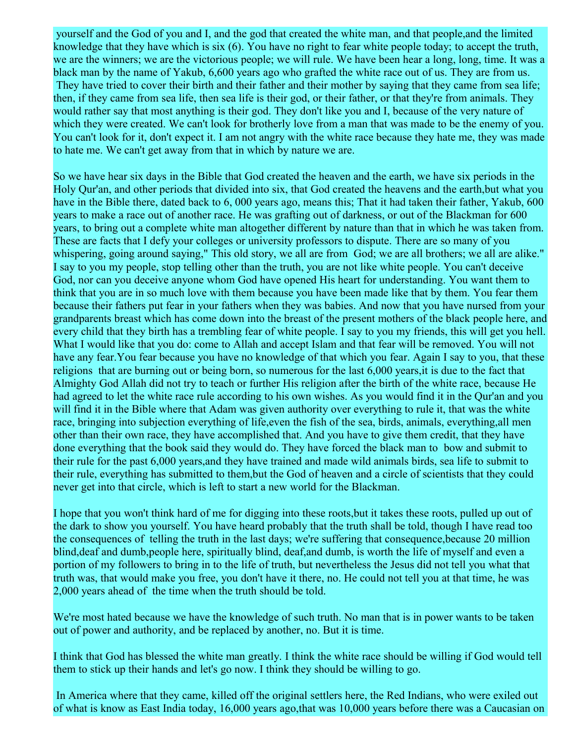yourself and the God of you and I, and the god that created the white man, and that people,and the limited knowledge that they have which is six (6). You have no right to fear white people today; to accept the truth, we are the winners; we are the victorious people; we will rule. We have been hear a long, long, time. It was a black man by the name of Yakub, 6,600 years ago who grafted the white race out of us. They are from us. They have tried to cover their birth and their father and their mother by saying that they came from sea life; then, if they came from sea life, then sea life is their god, or their father, or that they're from animals. They would rather say that most anything is their god. They don't like you and I, because of the very nature of which they were created. We can't look for brotherly love from a man that was made to be the enemy of you. You can't look for it, don't expect it. I am not angry with the white race because they hate me, they was made to hate me. We can't get away from that in which by nature we are.

So we have hear six days in the Bible that God created the heaven and the earth, we have six periods in the Holy Qur'an, and other periods that divided into six, that God created the heavens and the earth,but what you have in the Bible there, dated back to 6, 000 years ago, means this; That it had taken their father, Yakub, 600 years to make a race out of another race. He was grafting out of darkness, or out of the Blackman for 600 years, to bring out a complete white man altogether different by nature than that in which he was taken from. These are facts that I defy your colleges or university professors to dispute. There are so many of you whispering, going around saying," This old story, we all are from God; we are all brothers; we all are alike." I say to you my people, stop telling other than the truth, you are not like white people. You can't deceive God, nor can you deceive anyone whom God have opened His heart for understanding. You want them to think that you are in so much love with them because you have been made like that by them. You fear them because their fathers put fear in your fathers when they was babies. And now that you have nursed from your grandparents breast which has come down into the breast of the present mothers of the black people here, and every child that they birth has a trembling fear of white people. I say to you my friends, this will get you hell. What I would like that you do: come to Allah and accept Islam and that fear will be removed. You will not have any fear.You fear because you have no knowledge of that which you fear. Again I say to you, that these religions that are burning out or being born, so numerous for the last 6,000 years,it is due to the fact that Almighty God Allah did not try to teach or further His religion after the birth of the white race, because He had agreed to let the white race rule according to his own wishes. As you would find it in the Qur'an and you will find it in the Bible where that Adam was given authority over everything to rule it, that was the white race, bringing into subjection everything of life,even the fish of the sea, birds, animals, everything,all men other than their own race, they have accomplished that. And you have to give them credit, that they have done everything that the book said they would do. They have forced the black man to bow and submit to their rule for the past 6,000 years,and they have trained and made wild animals birds, sea life to submit to their rule, everything has submitted to them,but the God of heaven and a circle of scientists that they could never get into that circle, which is left to start a new world for the Blackman.

I hope that you won't think hard of me for digging into these roots,but it takes these roots, pulled up out of the dark to show you yourself. You have heard probably that the truth shall be told, though I have read too the consequences of telling the truth in the last days; we're suffering that consequence,because 20 million blind,deaf and dumb,people here, spiritually blind, deaf,and dumb, is worth the life of myself and even a portion of my followers to bring in to the life of truth, but nevertheless the Jesus did not tell you what that truth was, that would make you free, you don't have it there, no. He could not tell you at that time, he was 2,000 years ahead of the time when the truth should be told.

We're most hated because we have the knowledge of such truth. No man that is in power wants to be taken out of power and authority, and be replaced by another, no. But it is time.

I think that God has blessed the white man greatly. I think the white race should be willing if God would tell them to stick up their hands and let's go now. I think they should be willing to go.

In America where that they came, killed off the original settlers here, the Red Indians, who were exiled out of what is know as East India today, 16,000 years ago,that was 10,000 years before there was a Caucasian on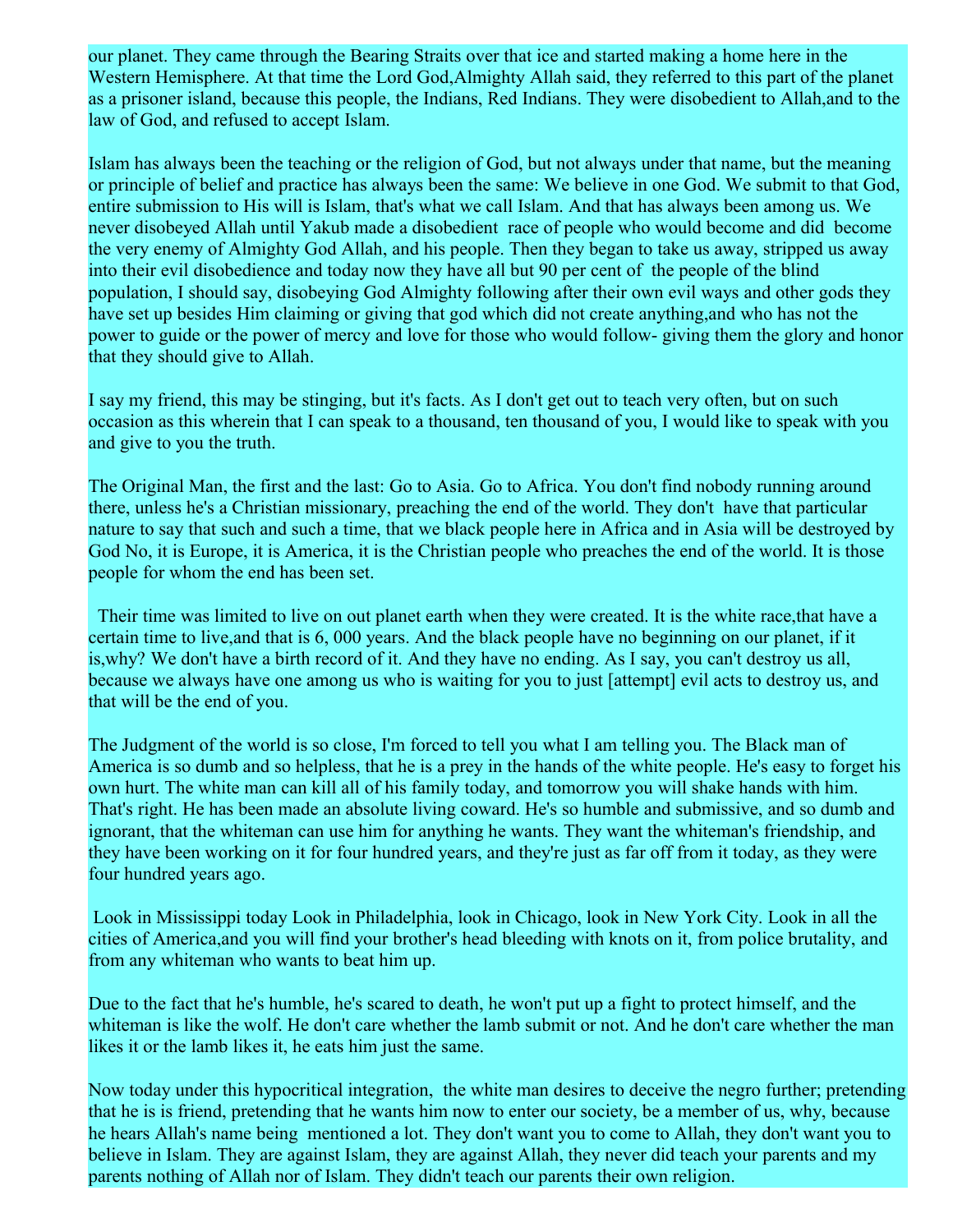our planet. They came through the Bearing Straits over that ice and started making a home here in the Western Hemisphere. At that time the Lord God,Almighty Allah said, they referred to this part of the planet as a prisoner island, because this people, the Indians, Red Indians. They were disobedient to Allah,and to the law of God, and refused to accept Islam.

Islam has always been the teaching or the religion of God, but not always under that name, but the meaning or principle of belief and practice has always been the same: We believe in one God. We submit to that God, entire submission to His will is Islam, that's what we call Islam. And that has always been among us. We never disobeyed Allah until Yakub made a disobedient race of people who would become and did become the very enemy of Almighty God Allah, and his people. Then they began to take us away, stripped us away into their evil disobedience and today now they have all but 90 per cent of the people of the blind population, I should say, disobeying God Almighty following after their own evil ways and other gods they have set up besides Him claiming or giving that god which did not create anything,and who has not the power to guide or the power of mercy and love for those who would follow- giving them the glory and honor that they should give to Allah.

I say my friend, this may be stinging, but it's facts. As I don't get out to teach very often, but on such occasion as this wherein that I can speak to a thousand, ten thousand of you, I would like to speak with you and give to you the truth.

The Original Man, the first and the last: Go to Asia. Go to Africa. You don't find nobody running around there, unless he's a Christian missionary, preaching the end of the world. They don't have that particular nature to say that such and such a time, that we black people here in Africa and in Asia will be destroyed by God No, it is Europe, it is America, it is the Christian people who preaches the end of the world. It is those people for whom the end has been set.

Their time was limited to live on out planet earth when they were created. It is the white race,that have a certain time to live,and that is 6, 000 years. And the black people have no beginning on our planet, if it is,why? We don't have a birth record of it. And they have no ending. As I say, you can't destroy us all, because we always have one among us who is waiting for you to just [attempt] evil acts to destroy us, and that will be the end of you.

The Judgment of the world is so close, I'm forced to tell you what I am telling you. The Black man of America is so dumb and so helpless, that he is a prey in the hands of the white people. He's easy to forget his own hurt. The white man can kill all of his family today, and tomorrow you will shake hands with him. That's right. He has been made an absolute living coward. He's so humble and submissive, and so dumb and ignorant, that the whiteman can use him for anything he wants. They want the whiteman's friendship, and they have been working on it for four hundred years, and they're just as far off from it today, as they were four hundred years ago.

Look in Mississippi today Look in Philadelphia, look in Chicago, look in New York City. Look in all the cities of America,and you will find your brother's head bleeding with knots on it, from police brutality, and from any whiteman who wants to beat him up.

Due to the fact that he's humble, he's scared to death, he won't put up a fight to protect himself, and the whiteman is like the wolf. He don't care whether the lamb submit or not. And he don't care whether the man likes it or the lamb likes it, he eats him just the same.

Now today under this hypocritical integration, the white man desires to deceive the negro further; pretending that he is is friend, pretending that he wants him now to enter our society, be a member of us, why, because he hears Allah's name being mentioned a lot. They don't want you to come to Allah, they don't want you to believe in Islam. They are against Islam, they are against Allah, they never did teach your parents and my parents nothing of Allah nor of Islam. They didn't teach our parents their own religion.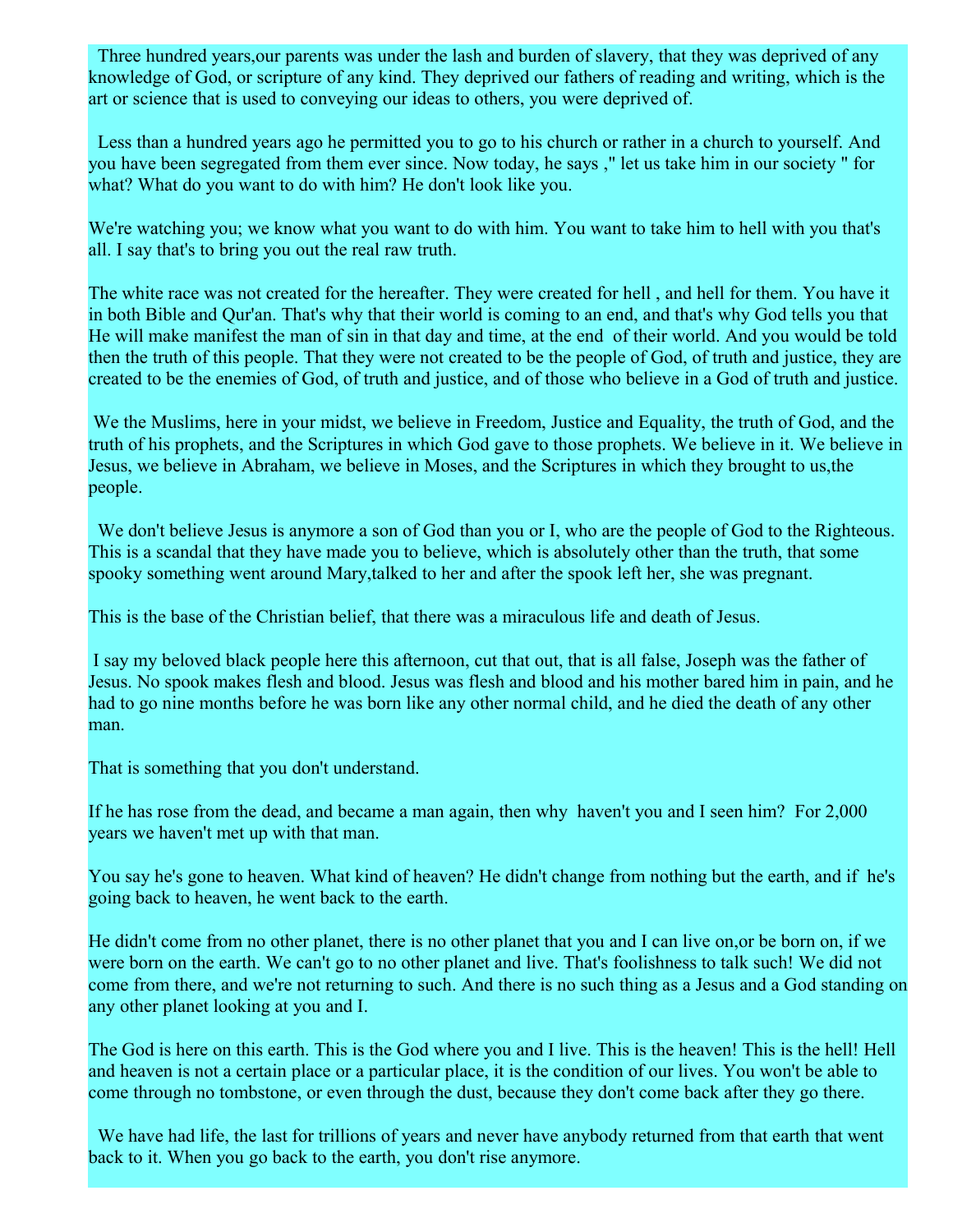Three hundred years,our parents was under the lash and burden of slavery, that they was deprived of any knowledge of God, or scripture of any kind. They deprived our fathers of reading and writing, which is the art or science that is used to conveying our ideas to others, you were deprived of.

Less than a hundred years ago he permitted you to go to his church or rather in a church to yourself. And you have been segregated from them ever since. Now today, he says ," let us take him in our society " for what? What do you want to do with him? He don't look like you.

We're watching you; we know what you want to do with him. You want to take him to hell with you that's all. I say that's to bring you out the real raw truth.

The white race was not created for the hereafter. They were created for hell , and hell for them. You have it in both Bible and Qur'an. That's why that their world is coming to an end, and that's why God tells you that He will make manifest the man of sin in that day and time, at the end of their world. And you would be told then the truth of this people. That they were not created to be the people of God, of truth and justice, they are created to be the enemies of God, of truth and justice, and of those who believe in a God of truth and justice.

We the Muslims, here in your midst, we believe in Freedom, Justice and Equality, the truth of God, and the truth of his prophets, and the Scriptures in which God gave to those prophets. We believe in it. We believe in Jesus, we believe in Abraham, we believe in Moses, and the Scriptures in which they brought to us,the people.

We don't believe Jesus is anymore a son of God than you or I, who are the people of God to the Righteous. This is a scandal that they have made you to believe, which is absolutely other than the truth, that some spooky something went around Mary,talked to her and after the spook left her, she was pregnant.

This is the base of the Christian belief, that there was a miraculous life and death of Jesus.

I say my beloved black people here this afternoon, cut that out, that is all false, Joseph was the father of Jesus. No spook makes flesh and blood. Jesus was flesh and blood and his mother bared him in pain, and he had to go nine months before he was born like any other normal child, and he died the death of any other man.

That is something that you don't understand.

If he has rose from the dead, and became a man again, then why haven't you and I seen him? For 2,000 years we haven't met up with that man.

You say he's gone to heaven. What kind of heaven? He didn't change from nothing but the earth, and if he's going back to heaven, he went back to the earth.

He didn't come from no other planet, there is no other planet that you and I can live on,or be born on, if we were born on the earth. We can't go to no other planet and live. That's foolishness to talk such! We did not come from there, and we're not returning to such. And there is no such thing as a Jesus and a God standing on any other planet looking at you and I.

The God is here on this earth. This is the God where you and I live. This is the heaven! This is the hell! Hell and heaven is not a certain place or a particular place, it is the condition of our lives. You won't be able to come through no tombstone, or even through the dust, because they don't come back after they go there.

We have had life, the last for trillions of years and never have anybody returned from that earth that went back to it. When you go back to the earth, you don't rise anymore.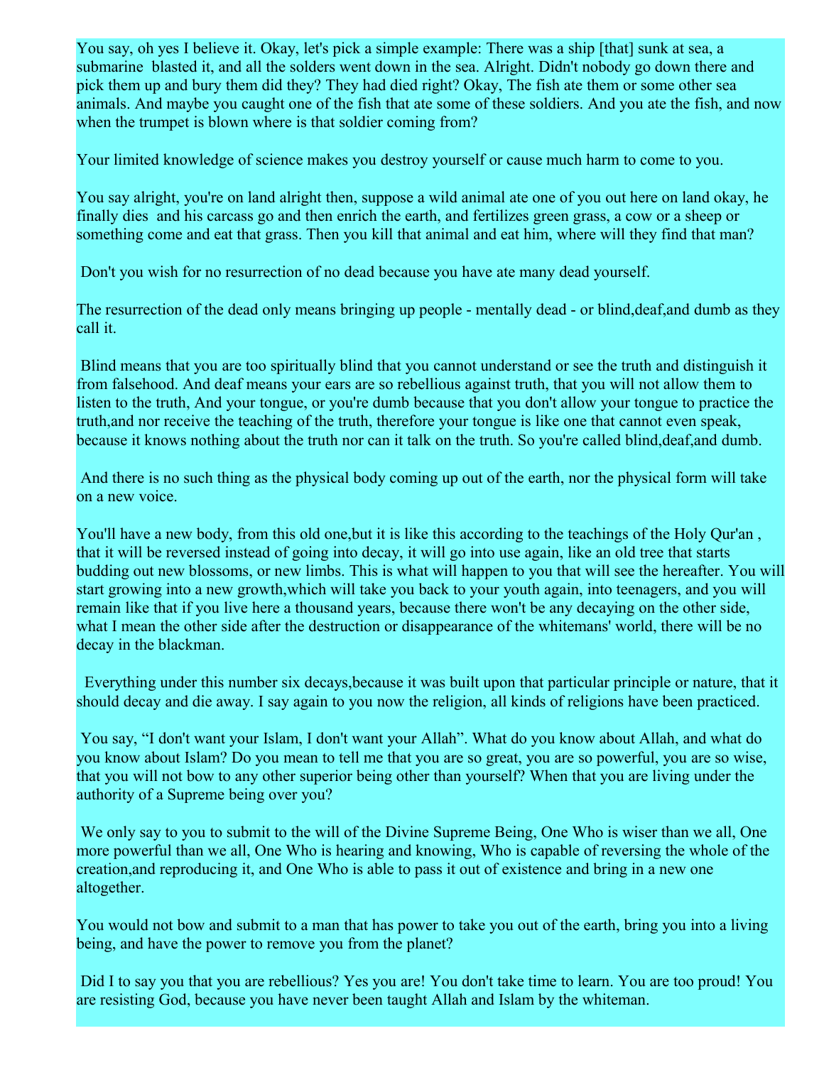You say, oh yes I believe it. Okay, let's pick a simple example: There was a ship [that] sunk at sea, a submarine blasted it, and all the solders went down in the sea. Alright. Didn't nobody go down there and pick them up and bury them did they? They had died right? Okay, The fish ate them or some other sea animals. And maybe you caught one of the fish that ate some of these soldiers. And you ate the fish, and now when the trumpet is blown where is that soldier coming from?

Your limited knowledge of science makes you destroy yourself or cause much harm to come to you.

You say alright, you're on land alright then, suppose a wild animal ate one of you out here on land okay, he finally dies and his carcass go and then enrich the earth, and fertilizes green grass, a cow or a sheep or something come and eat that grass. Then you kill that animal and eat him, where will they find that man?

Don't you wish for no resurrection of no dead because you have ate many dead yourself.

The resurrection of the dead only means bringing up people - mentally dead - or blind,deaf,and dumb as they call it.

Blind means that you are too spiritually blind that you cannot understand or see the truth and distinguish it from falsehood. And deaf means your ears are so rebellious against truth, that you will not allow them to listen to the truth, And your tongue, or you're dumb because that you don't allow your tongue to practice the truth,and nor receive the teaching of the truth, therefore your tongue is like one that cannot even speak, because it knows nothing about the truth nor can it talk on the truth. So you're called blind,deaf,and dumb.

And there is no such thing as the physical body coming up out of the earth, nor the physical form will take on a new voice.

You'll have a new body, from this old one,but it is like this according to the teachings of the Holy Qur'an , that it will be reversed instead of going into decay, it will go into use again, like an old tree that starts budding out new blossoms, or new limbs. This is what will happen to you that will see the hereafter. You will start growing into a new growth,which will take you back to your youth again, into teenagers, and you will remain like that if you live here a thousand years, because there won't be any decaying on the other side, what I mean the other side after the destruction or disappearance of the whitemans' world, there will be no decay in the blackman.

Everything under this number six decays,because it was built upon that particular principle or nature, that it should decay and die away. I say again to you now the religion, all kinds of religions have been practiced.

You say, "I don't want your Islam, I don't want your Allah". What do you know about Allah, and what do you know about Islam? Do you mean to tell me that you are so great, you are so powerful, you are so wise, that you will not bow to any other superior being other than yourself? When that you are living under the authority of a Supreme being over you?

We only say to you to submit to the will of the Divine Supreme Being, One Who is wiser than we all, One more powerful than we all, One Who is hearing and knowing, Who is capable of reversing the whole of the creation,and reproducing it, and One Who is able to pass it out of existence and bring in a new one altogether.

You would not bow and submit to a man that has power to take you out of the earth, bring you into a living being, and have the power to remove you from the planet?

Did I to say you that you are rebellious? Yes you are! You don't take time to learn. You are too proud! You are resisting God, because you have never been taught Allah and Islam by the whiteman.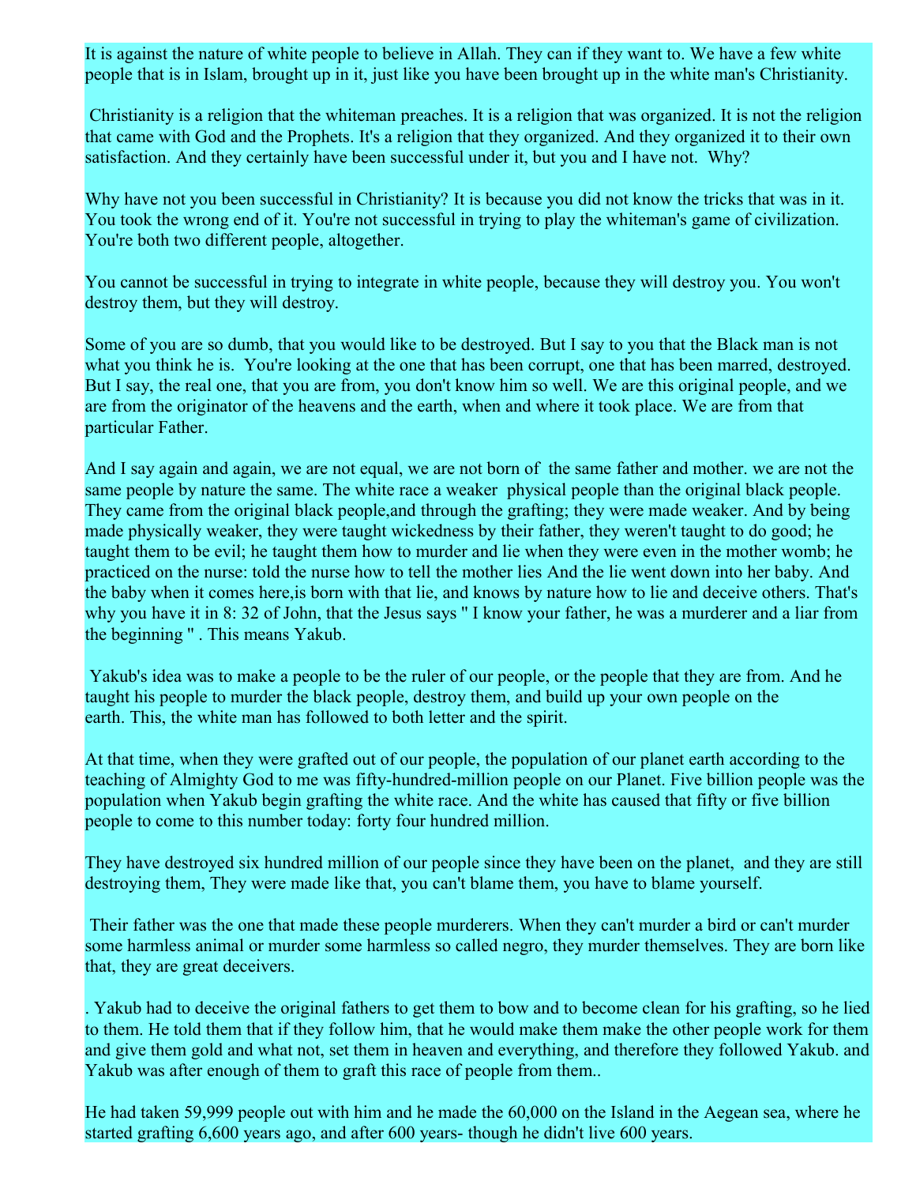It is against the nature of white people to believe in Allah. They can if they want to. We have a few white people that is in Islam, brought up in it, just like you have been brought up in the white man's Christianity.

Christianity is a religion that the whiteman preaches. It is a religion that was organized. It is not the religion that came with God and the Prophets. It's a religion that they organized. And they organized it to their own satisfaction. And they certainly have been successful under it, but you and I have not. Why?

Why have not you been successful in Christianity? It is because you did not know the tricks that was in it. You took the wrong end of it. You're not successful in trying to play the whiteman's game of civilization. You're both two different people, altogether.

You cannot be successful in trying to integrate in white people, because they will destroy you. You won't destroy them, but they will destroy.

Some of you are so dumb, that you would like to be destroyed. But I say to you that the Black man is not what you think he is. You're looking at the one that has been corrupt, one that has been marred, destroyed. But I say, the real one, that you are from, you don't know him so well. We are this original people, and we are from the originator of the heavens and the earth, when and where it took place. We are from that particular Father.

And I say again and again, we are not equal, we are not born of the same father and mother. we are not the same people by nature the same. The white race a weaker physical people than the original black people. They came from the original black people,and through the grafting; they were made weaker. And by being made physically weaker, they were taught wickedness by their father, they weren't taught to do good; he taught them to be evil; he taught them how to murder and lie when they were even in the mother womb; he practiced on the nurse: told the nurse how to tell the mother lies And the lie went down into her baby. And the baby when it comes here,is born with that lie, and knows by nature how to lie and deceive others. That's why you have it in 8: 32 of John, that the Jesus says " I know your father, he was a murderer and a liar from the beginning " . This means Yakub.

Yakub's idea was to make a people to be the ruler of our people, or the people that they are from. And he taught his people to murder the black people, destroy them, and build up your own people on the earth. This, the white man has followed to both letter and the spirit.

At that time, when they were grafted out of our people, the population of our planet earth according to the teaching of Almighty God to me was fifty-hundred-million people on our Planet. Five billion people was the population when Yakub begin grafting the white race. And the white has caused that fifty or five billion people to come to this number today: forty four hundred million.

They have destroyed six hundred million of our people since they have been on the planet, and they are still destroying them, They were made like that, you can't blame them, you have to blame yourself.

Their father was the one that made these people murderers. When they can't murder a bird or can't murder some harmless animal or murder some harmless so called negro, they murder themselves. They are born like that, they are great deceivers.

. Yakub had to deceive the original fathers to get them to bow and to become clean for his grafting, so he lied to them. He told them that if they follow him, that he would make them make the other people work for them and give them gold and what not, set them in heaven and everything, and therefore they followed Yakub. and Yakub was after enough of them to graft this race of people from them..

He had taken 59,999 people out with him and he made the 60,000 on the Island in the Aegean sea, where he started grafting 6,600 years ago, and after 600 years- though he didn't live 600 years.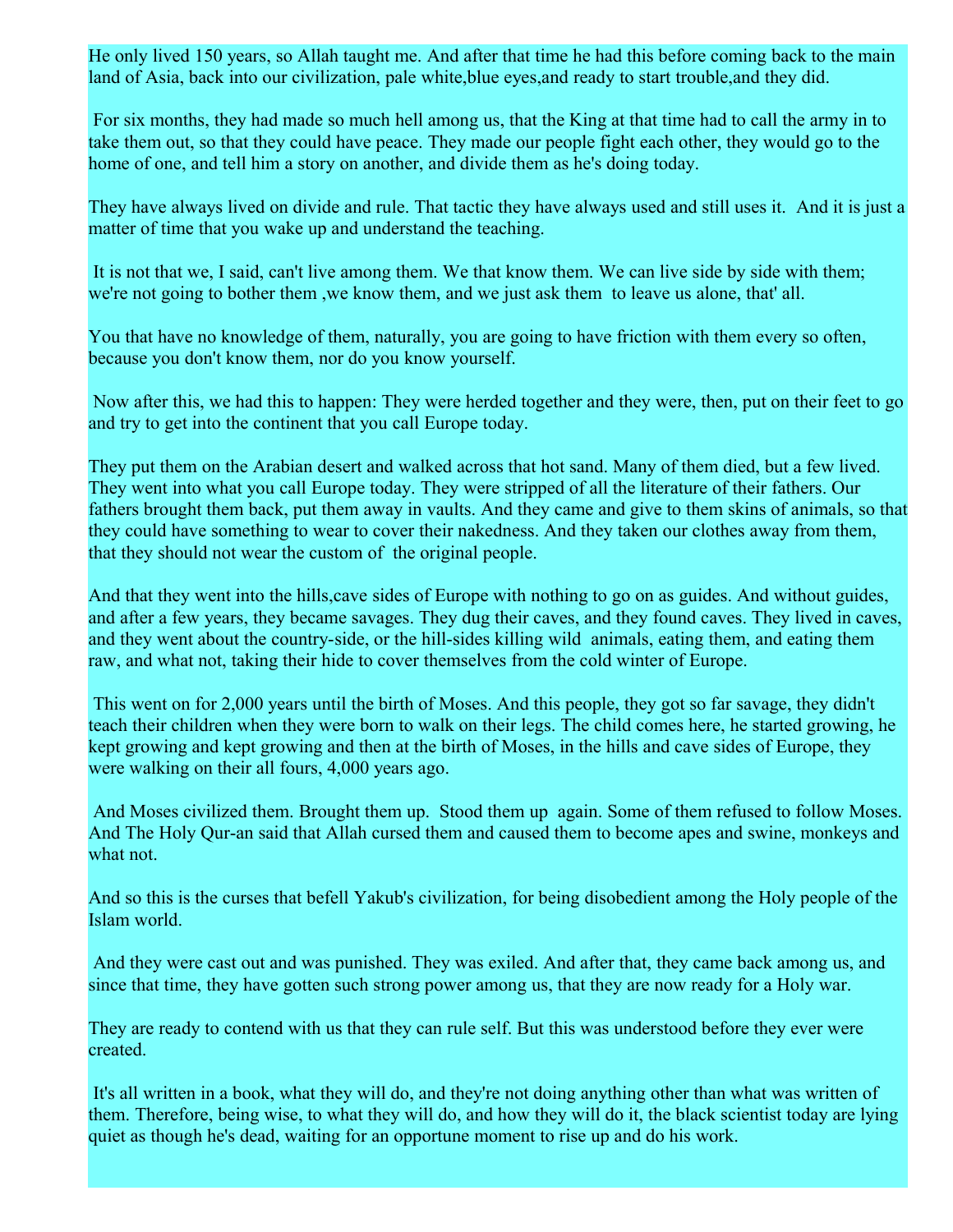He only lived 150 years, so Allah taught me. And after that time he had this before coming back to the main land of Asia, back into our civilization, pale white,blue eyes,and ready to start trouble,and they did.

For six months, they had made so much hell among us, that the King at that time had to call the army in to take them out, so that they could have peace. They made our people fight each other, they would go to the home of one, and tell him a story on another, and divide them as he's doing today.

They have always lived on divide and rule. That tactic they have always used and still uses it. And it is just a matter of time that you wake up and understand the teaching.

It is not that we, I said, can't live among them. We that know them. We can live side by side with them; we're not going to bother them ,we know them, and we just ask them to leave us alone, that' all.

You that have no knowledge of them, naturally, you are going to have friction with them every so often, because you don't know them, nor do you know yourself.

Now after this, we had this to happen: They were herded together and they were, then, put on their feet to go and try to get into the continent that you call Europe today.

They put them on the Arabian desert and walked across that hot sand. Many of them died, but a few lived. They went into what you call Europe today. They were stripped of all the literature of their fathers. Our fathers brought them back, put them away in vaults. And they came and give to them skins of animals, so that they could have something to wear to cover their nakedness. And they taken our clothes away from them, that they should not wear the custom of the original people.

And that they went into the hills,cave sides of Europe with nothing to go on as guides. And without guides, and after a few years, they became savages. They dug their caves, and they found caves. They lived in caves, and they went about the country-side, or the hill-sides killing wild animals, eating them, and eating them raw, and what not, taking their hide to cover themselves from the cold winter of Europe.

This went on for 2,000 years until the birth of Moses. And this people, they got so far savage, they didn't teach their children when they were born to walk on their legs. The child comes here, he started growing, he kept growing and kept growing and then at the birth of Moses, in the hills and cave sides of Europe, they were walking on their all fours, 4,000 years ago.

And Moses civilized them. Brought them up. Stood them up again. Some of them refused to follow Moses. And The Holy Qur-an said that Allah cursed them and caused them to become apes and swine, monkeys and what not.

And so this is the curses that befell Yakub's civilization, for being disobedient among the Holy people of the Islam world.

And they were cast out and was punished. They was exiled. And after that, they came back among us, and since that time, they have gotten such strong power among us, that they are now ready for a Holy war.

They are ready to contend with us that they can rule self. But this was understood before they ever were created.

It's all written in a book, what they will do, and they're not doing anything other than what was written of them. Therefore, being wise, to what they will do, and how they will do it, the black scientist today are lying quiet as though he's dead, waiting for an opportune moment to rise up and do his work.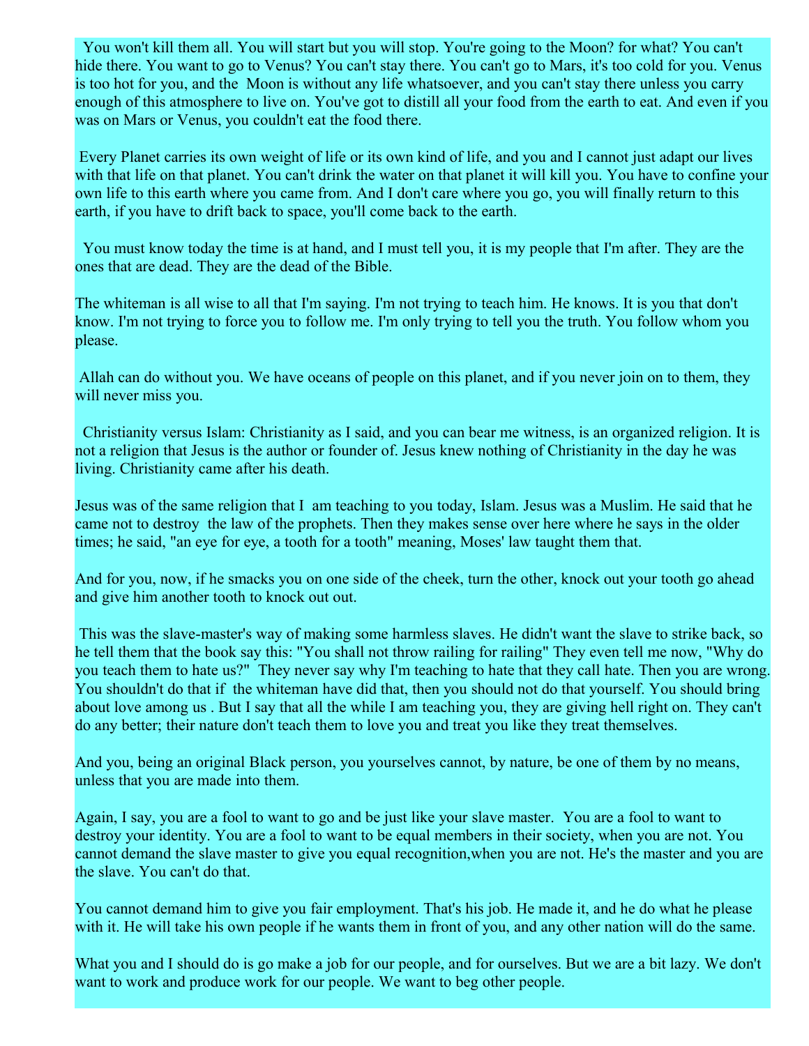You won't kill them all. You will start but you will stop. You're going to the Moon? for what? You can't hide there. You want to go to Venus? You can't stay there. You can't go to Mars, it's too cold for you. Venus is too hot for you, and the Moon is without any life whatsoever, and you can't stay there unless you carry enough of this atmosphere to live on. You've got to distill all your food from the earth to eat. And even if you was on Mars or Venus, you couldn't eat the food there.

Every Planet carries its own weight of life or its own kind of life, and you and I cannot just adapt our lives with that life on that planet. You can't drink the water on that planet it will kill you. You have to confine your own life to this earth where you came from. And I don't care where you go, you will finally return to this earth, if you have to drift back to space, you'll come back to the earth.

You must know today the time is at hand, and I must tell you, it is my people that I'm after. They are the ones that are dead. They are the dead of the Bible.

The whiteman is all wise to all that I'm saying. I'm not trying to teach him. He knows. It is you that don't know. I'm not trying to force you to follow me. I'm only trying to tell you the truth. You follow whom you please.

Allah can do without you. We have oceans of people on this planet, and if you never join on to them, they will never miss you.

Christianity versus Islam: Christianity as I said, and you can bear me witness, is an organized religion. It is not a religion that Jesus is the author or founder of. Jesus knew nothing of Christianity in the day he was living. Christianity came after his death.

Jesus was of the same religion that I am teaching to you today, Islam. Jesus was a Muslim. He said that he came not to destroy the law of the prophets. Then they makes sense over here where he says in the older times; he said, "an eye for eye, a tooth for a tooth" meaning, Moses' law taught them that.

And for you, now, if he smacks you on one side of the cheek, turn the other, knock out your tooth go ahead and give him another tooth to knock out out.

This was the slave-master's way of making some harmless slaves. He didn't want the slave to strike back, so he tell them that the book say this: "You shall not throw railing for railing" They even tell me now, "Why do you teach them to hate us?" They never say why I'm teaching to hate that they call hate. Then you are wrong. You shouldn't do that if the whiteman have did that, then you should not do that yourself. You should bring about love among us . But I say that all the while I am teaching you, they are giving hell right on. They can't do any better; their nature don't teach them to love you and treat you like they treat themselves.

And you, being an original Black person, you yourselves cannot, by nature, be one of them by no means, unless that you are made into them.

Again, I say, you are a fool to want to go and be just like your slave master. You are a fool to want to destroy your identity. You are a fool to want to be equal members in their society, when you are not. You cannot demand the slave master to give you equal recognition,when you are not. He's the master and you are the slave. You can't do that.

You cannot demand him to give you fair employment. That's his job. He made it, and he do what he please with it. He will take his own people if he wants them in front of you, and any other nation will do the same.

What you and I should do is go make a job for our people, and for ourselves. But we are a bit lazy. We don't want to work and produce work for our people. We want to beg other people.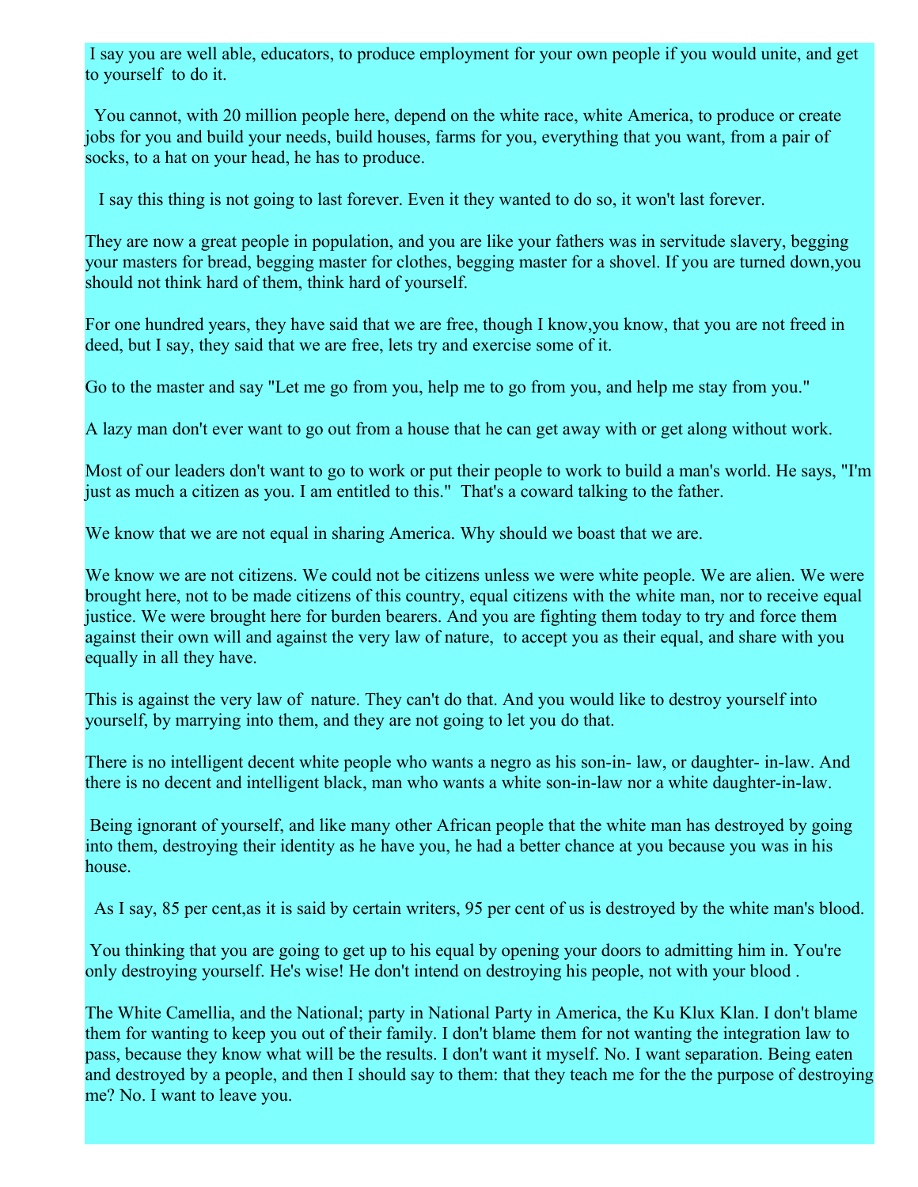I say you are well able, educators, to produce employment for your own people if you would unite, and get to yourself to do it.

You cannot, with 20 million people here, depend on the white race, white America, to produce or create jobs for you and build your needs, build houses, farms for you, everything that you want, from a pair of socks, to a hat on your head, he has to produce.

I say this thing is not going to last forever. Even it they wanted to do so, it won't last forever.

They are now a great people in population, and you are like your fathers was in servitude slavery, begging your masters for bread, begging master for clothes, begging master for a shovel. If you are turned down,you should not think hard of them, think hard of yourself.

For one hundred years, they have said that we are free, though I know,you know, that you are not freed in deed, but I say, they said that we are free, lets try and exercise some of it.

Go to the master and say "Let me go from you, help me to go from you, and help me stay from you."

A lazy man don't ever want to go out from a house that he can get away with or get along without work.

Most of our leaders don't want to go to work or put their people to work to build a man's world. He says, "I'm just as much a citizen as you. I am entitled to this." That's a coward talking to the father.

We know that we are not equal in sharing America. Why should we boast that we are.

We know we are not citizens. We could not be citizens unless we were white people. We are alien. We were brought here, not to be made citizens of this country, equal citizens with the white man, nor to receive equal justice. We were brought here for burden bearers. And you are fighting them today to try and force them against their own will and against the very law of nature, to accept you as their equal, and share with you equally in all they have.

This is against the very law of nature. They can't do that. And you would like to destroy yourself into yourself, by marrying into them, and they are not going to let you do that.

There is no intelligent decent white people who wants a negro as his son-in- law, or daughter- in-law. And there is no decent and intelligent black, man who wants a white son-in-law nor a white daughter-in-law.

Being ignorant of yourself, and like many other African people that the white man has destroyed by going into them, destroying their identity as he have you, he had a better chance at you because you was in his house.

As I say, 85 per cent,as it is said by certain writers, 95 per cent of us is destroyed by the white man's blood.

You thinking that you are going to get up to his equal by opening your doors to admitting him in. You're only destroying yourself. He's wise! He don't intend on destroying his people, not with your blood .

The White Camellia, and the National; party in National Party in America, the Ku Klux Klan. I don't blame them for wanting to keep you out of their family. I don't blame them for not wanting the integration law to pass, because they know what will be the results. I don't want it myself. No. I want separation. Being eaten and destroyed by a people, and then I should say to them: that they teach me for the the purpose of destroying me? No. I want to leave you.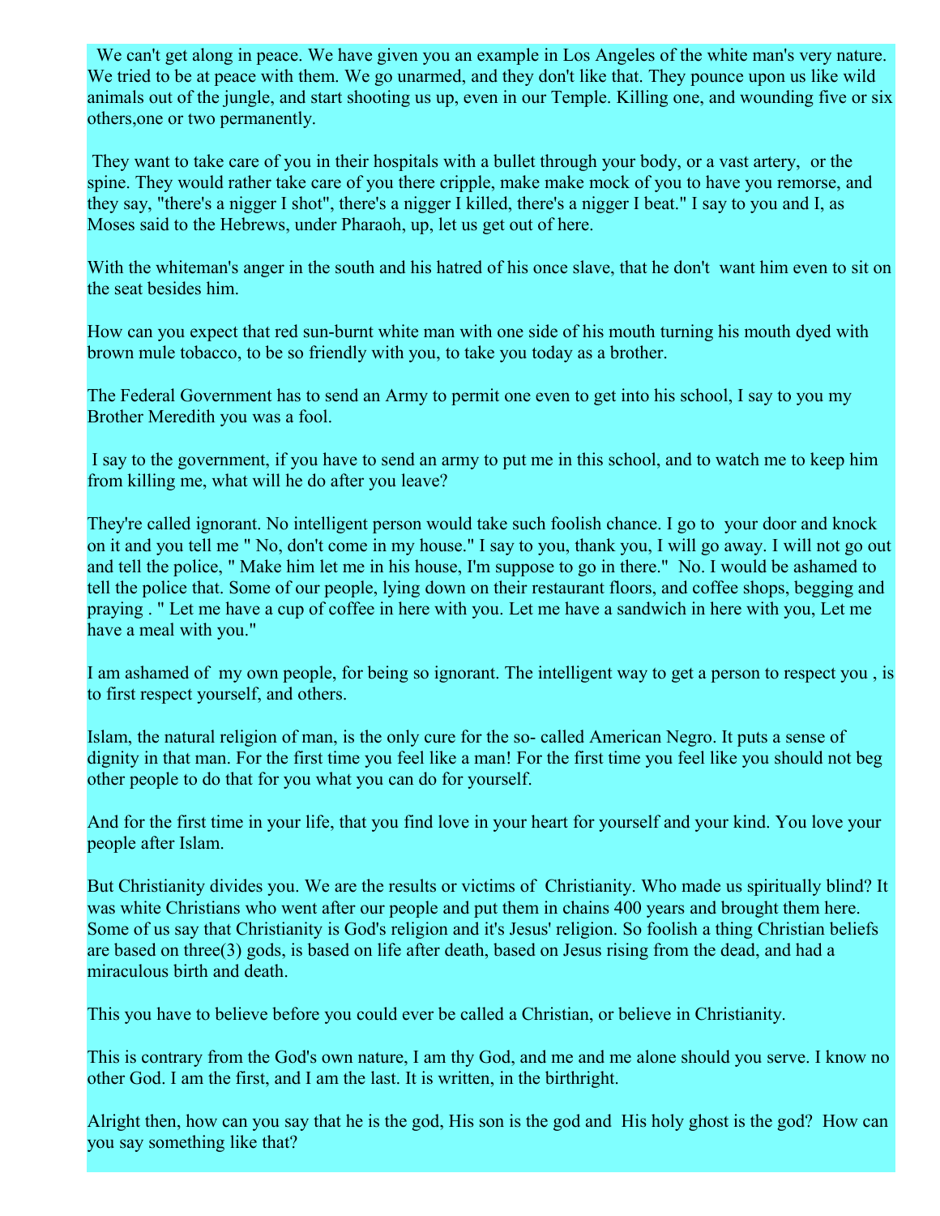We can't get along in peace. We have given you an example in Los Angeles of the white man's very nature. We tried to be at peace with them. We go unarmed, and they don't like that. They pounce upon us like wild animals out of the jungle, and start shooting us up, even in our Temple. Killing one, and wounding five or six others,one or two permanently.

They want to take care of you in their hospitals with a bullet through your body, or a vast artery, or the spine. They would rather take care of you there cripple, make make mock of you to have you remorse, and they say, "there's a nigger I shot", there's a nigger I killed, there's a nigger I beat." I say to you and I, as Moses said to the Hebrews, under Pharaoh, up, let us get out of here.

With the whiteman's anger in the south and his hatred of his once slave, that he don't want him even to sit on the seat besides him.

How can you expect that red sun-burnt white man with one side of his mouth turning his mouth dyed with brown mule tobacco, to be so friendly with you, to take you today as a brother.

The Federal Government has to send an Army to permit one even to get into his school, I say to you my Brother Meredith you was a fool.

I say to the government, if you have to send an army to put me in this school, and to watch me to keep him from killing me, what will he do after you leave?

They're called ignorant. No intelligent person would take such foolish chance. I go to your door and knock on it and you tell me " No, don't come in my house." I say to you, thank you, I will go away. I will not go out and tell the police, " Make him let me in his house, I'm suppose to go in there." No. I would be ashamed to tell the police that. Some of our people, lying down on their restaurant floors, and coffee shops, begging and praying . " Let me have a cup of coffee in here with you. Let me have a sandwich in here with you, Let me have a meal with you."

I am ashamed of my own people, for being so ignorant. The intelligent way to get a person to respect you , is to first respect yourself, and others.

Islam, the natural religion of man, is the only cure for the so- called American Negro. It puts a sense of dignity in that man. For the first time you feel like a man! For the first time you feel like you should not beg other people to do that for you what you can do for yourself.

And for the first time in your life, that you find love in your heart for yourself and your kind. You love your people after Islam.

But Christianity divides you. We are the results or victims of Christianity. Who made us spiritually blind? It was white Christians who went after our people and put them in chains 400 years and brought them here. Some of us say that Christianity is God's religion and it's Jesus' religion. So foolish a thing Christian beliefs are based on three(3) gods, is based on life after death, based on Jesus rising from the dead, and had a miraculous birth and death.

This you have to believe before you could ever be called a Christian, or believe in Christianity.

This is contrary from the God's own nature, I am thy God, and me and me alone should you serve. I know no other God. I am the first, and I am the last. It is written, in the birthright.

Alright then, how can you say that he is the god, His son is the god and His holy ghost is the god? How can you say something like that?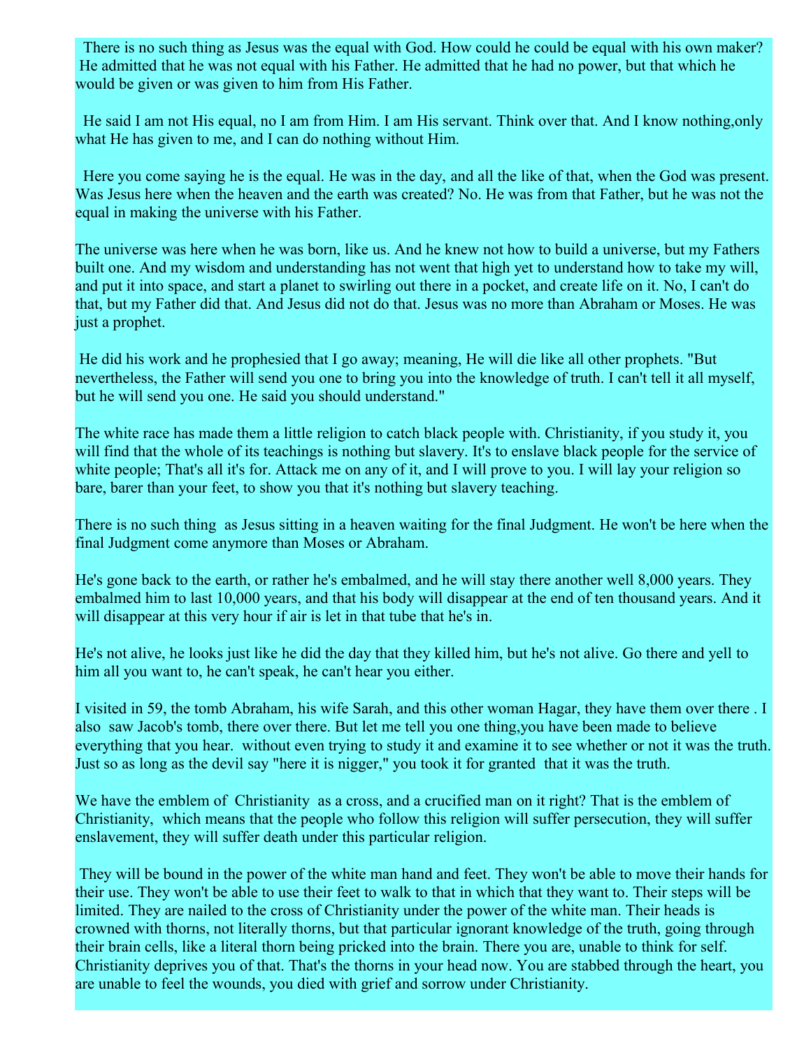There is no such thing as Jesus was the equal with God. How could he could be equal with his own maker? He admitted that he was not equal with his Father. He admitted that he had no power, but that which he would be given or was given to him from His Father.

He said I am not His equal, no I am from Him. I am His servant. Think over that. And I know nothing,only what He has given to me, and I can do nothing without Him.

Here you come saying he is the equal. He was in the day, and all the like of that, when the God was present. Was Jesus here when the heaven and the earth was created? No. He was from that Father, but he was not the equal in making the universe with his Father.

The universe was here when he was born, like us. And he knew not how to build a universe, but my Fathers built one. And my wisdom and understanding has not went that high yet to understand how to take my will, and put it into space, and start a planet to swirling out there in a pocket, and create life on it. No, I can't do that, but my Father did that. And Jesus did not do that. Jesus was no more than Abraham or Moses. He was just a prophet.

He did his work and he prophesied that I go away; meaning, He will die like all other prophets. "But nevertheless, the Father will send you one to bring you into the knowledge of truth. I can't tell it all myself, but he will send you one. He said you should understand."

The white race has made them a little religion to catch black people with. Christianity, if you study it, you will find that the whole of its teachings is nothing but slavery. It's to enslave black people for the service of white people; That's all it's for. Attack me on any of it, and I will prove to you. I will lay your religion so bare, barer than your feet, to show you that it's nothing but slavery teaching.

There is no such thing as Jesus sitting in a heaven waiting for the final Judgment. He won't be here when the final Judgment come anymore than Moses or Abraham.

He's gone back to the earth, or rather he's embalmed, and he will stay there another well 8,000 years. They embalmed him to last 10,000 years, and that his body will disappear at the end of ten thousand years. And it will disappear at this very hour if air is let in that tube that he's in.

He's not alive, he looks just like he did the day that they killed him, but he's not alive. Go there and yell to him all you want to, he can't speak, he can't hear you either.

I visited in 59, the tomb Abraham, his wife Sarah, and this other woman Hagar, they have them over there . I also saw Jacob's tomb, there over there. But let me tell you one thing,you have been made to believe everything that you hear. without even trying to study it and examine it to see whether or not it was the truth. Just so as long as the devil say "here it is nigger," you took it for granted that it was the truth.

We have the emblem of Christianity as a cross, and a crucified man on it right? That is the emblem of Christianity, which means that the people who follow this religion will suffer persecution, they will suffer enslavement, they will suffer death under this particular religion.

They will be bound in the power of the white man hand and feet. They won't be able to move their hands for their use. They won't be able to use their feet to walk to that in which that they want to. Their steps will be limited. They are nailed to the cross of Christianity under the power of the white man. Their heads is crowned with thorns, not literally thorns, but that particular ignorant knowledge of the truth, going through their brain cells, like a literal thorn being pricked into the brain. There you are, unable to think for self. Christianity deprives you of that. That's the thorns in your head now. You are stabbed through the heart, you are unable to feel the wounds, you died with grief and sorrow under Christianity.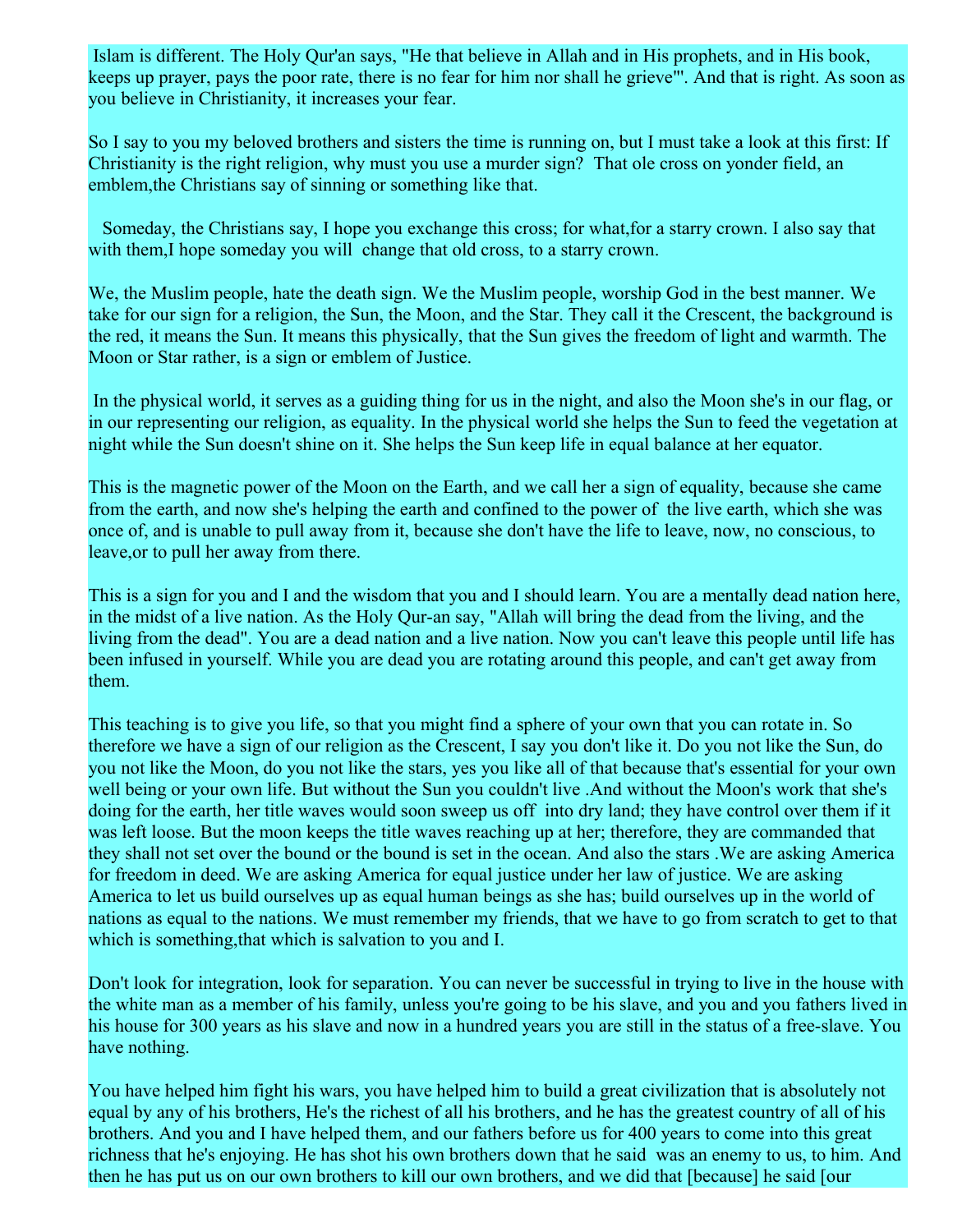Islam is different. The Holy Qur'an says, "He that believe in Allah and in His prophets, and in His book, keeps up prayer, pays the poor rate, there is no fear for him nor shall he grieve"'. And that is right. As soon as you believe in Christianity, it increases your fear.

So I say to you my beloved brothers and sisters the time is running on, but I must take a look at this first: If Christianity is the right religion, why must you use a murder sign? That ole cross on yonder field, an emblem,the Christians say of sinning or something like that.

Someday, the Christians say, I hope you exchange this cross; for what,for a starry crown. I also say that with them,I hope someday you will change that old cross, to a starry crown.

We, the Muslim people, hate the death sign. We the Muslim people, worship God in the best manner. We take for our sign for a religion, the Sun, the Moon, and the Star. They call it the Crescent, the background is the red, it means the Sun. It means this physically, that the Sun gives the freedom of light and warmth. The Moon or Star rather, is a sign or emblem of Justice.

In the physical world, it serves as a guiding thing for us in the night, and also the Moon she's in our flag, or in our representing our religion, as equality. In the physical world she helps the Sun to feed the vegetation at night while the Sun doesn't shine on it. She helps the Sun keep life in equal balance at her equator.

This is the magnetic power of the Moon on the Earth, and we call her a sign of equality, because she came from the earth, and now she's helping the earth and confined to the power of the live earth, which she was once of, and is unable to pull away from it, because she don't have the life to leave, now, no conscious, to leave,or to pull her away from there.

This is a sign for you and I and the wisdom that you and I should learn. You are a mentally dead nation here, in the midst of a live nation. As the Holy Qur-an say, "Allah will bring the dead from the living, and the living from the dead". You are a dead nation and a live nation. Now you can't leave this people until life has been infused in yourself. While you are dead you are rotating around this people, and can't get away from them.

This teaching is to give you life, so that you might find a sphere of your own that you can rotate in. So therefore we have a sign of our religion as the Crescent, I say you don't like it. Do you not like the Sun, do you not like the Moon, do you not like the stars, yes you like all of that because that's essential for your own well being or your own life. But without the Sun you couldn't live .And without the Moon's work that she's doing for the earth, her title waves would soon sweep us off into dry land; they have control over them if it was left loose. But the moon keeps the title waves reaching up at her; therefore, they are commanded that they shall not set over the bound or the bound is set in the ocean. And also the stars .We are asking America for freedom in deed. We are asking America for equal justice under her law of justice. We are asking America to let us build ourselves up as equal human beings as she has; build ourselves up in the world of nations as equal to the nations. We must remember my friends, that we have to go from scratch to get to that which is something,that which is salvation to you and I.

Don't look for integration, look for separation. You can never be successful in trying to live in the house with the white man as a member of his family, unless you're going to be his slave, and you and you fathers lived in his house for 300 years as his slave and now in a hundred years you are still in the status of a free-slave. You have nothing.

You have helped him fight his wars, you have helped him to build a great civilization that is absolutely not equal by any of his brothers, He's the richest of all his brothers, and he has the greatest country of all of his brothers. And you and I have helped them, and our fathers before us for 400 years to come into this great richness that he's enjoying. He has shot his own brothers down that he said was an enemy to us, to him. And then he has put us on our own brothers to kill our own brothers, and we did that [because] he said [our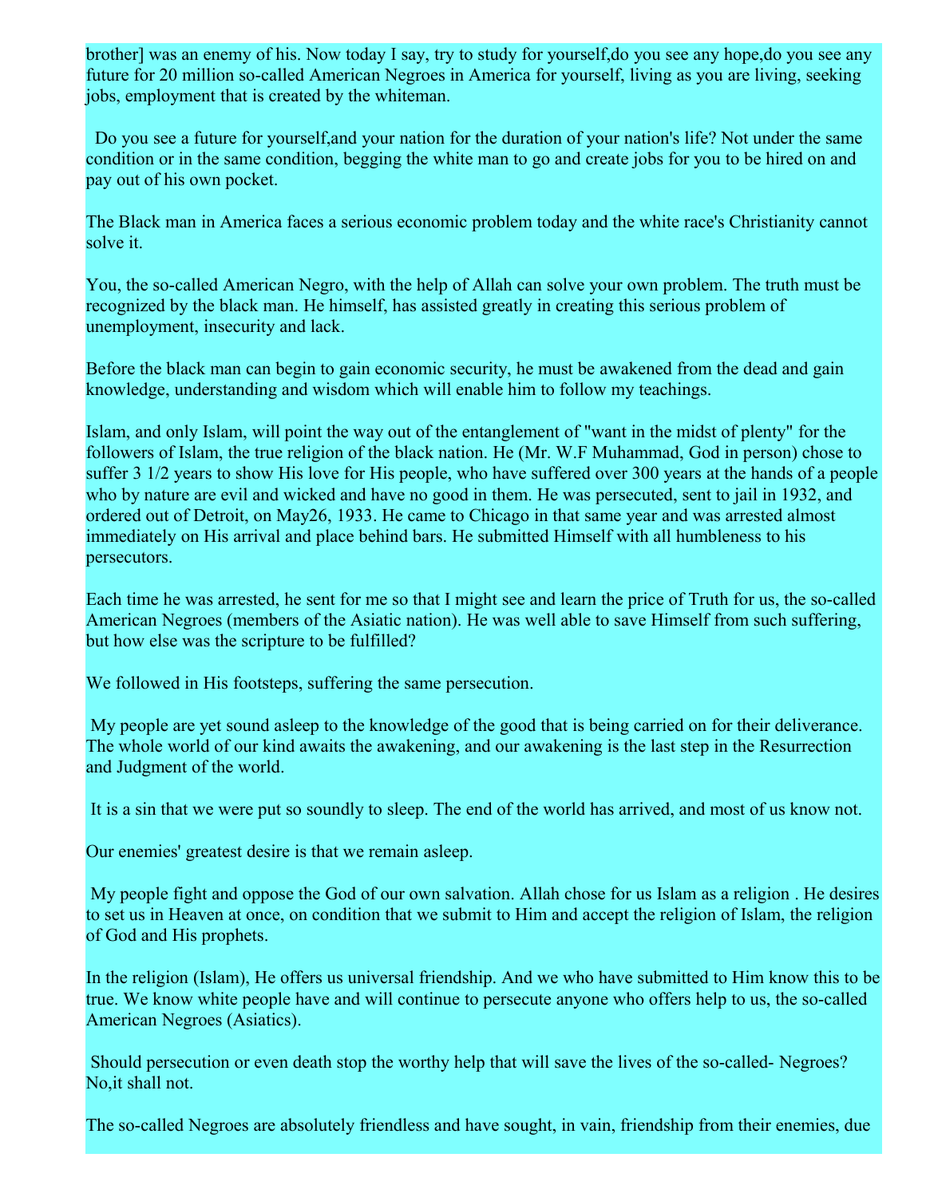brother] was an enemy of his. Now today I say, try to study for yourself,do you see any hope,do you see any future for 20 million so-called American Negroes in America for yourself, living as you are living, seeking jobs, employment that is created by the whiteman.

Do you see a future for yourself,and your nation for the duration of your nation's life? Not under the same condition or in the same condition, begging the white man to go and create jobs for you to be hired on and pay out of his own pocket.

The Black man in America faces a serious economic problem today and the white race's Christianity cannot solve it.

You, the so-called American Negro, with the help of Allah can solve your own problem. The truth must be recognized by the black man. He himself, has assisted greatly in creating this serious problem of unemployment, insecurity and lack.

Before the black man can begin to gain economic security, he must be awakened from the dead and gain knowledge, understanding and wisdom which will enable him to follow my teachings.

Islam, and only Islam, will point the way out of the entanglement of "want in the midst of plenty" for the followers of Islam, the true religion of the black nation. He (Mr. W.F Muhammad, God in person) chose to suffer 3 1/2 years to show His love for His people, who have suffered over 300 years at the hands of a people who by nature are evil and wicked and have no good in them. He was persecuted, sent to jail in 1932, and ordered out of Detroit, on May26, 1933. He came to Chicago in that same year and was arrested almost immediately on His arrival and place behind bars. He submitted Himself with all humbleness to his persecutors.

Each time he was arrested, he sent for me so that I might see and learn the price of Truth for us, the so-called American Negroes (members of the Asiatic nation). He was well able to save Himself from such suffering, but how else was the scripture to be fulfilled?

We followed in His footsteps, suffering the same persecution.

My people are yet sound asleep to the knowledge of the good that is being carried on for their deliverance. The whole world of our kind awaits the awakening, and our awakening is the last step in the Resurrection and Judgment of the world.

It is a sin that we were put so soundly to sleep. The end of the world has arrived, and most of us know not.

Our enemies' greatest desire is that we remain asleep.

My people fight and oppose the God of our own salvation. Allah chose for us Islam as a religion . He desires to set us in Heaven at once, on condition that we submit to Him and accept the religion of Islam, the religion of God and His prophets.

In the religion (Islam), He offers us universal friendship. And we who have submitted to Him know this to be true. We know white people have and will continue to persecute anyone who offers help to us, the so-called American Negroes (Asiatics).

Should persecution or even death stop the worthy help that will save the lives of the so-called- Negroes? No,it shall not.

The so-called Negroes are absolutely friendless and have sought, in vain, friendship from their enemies, due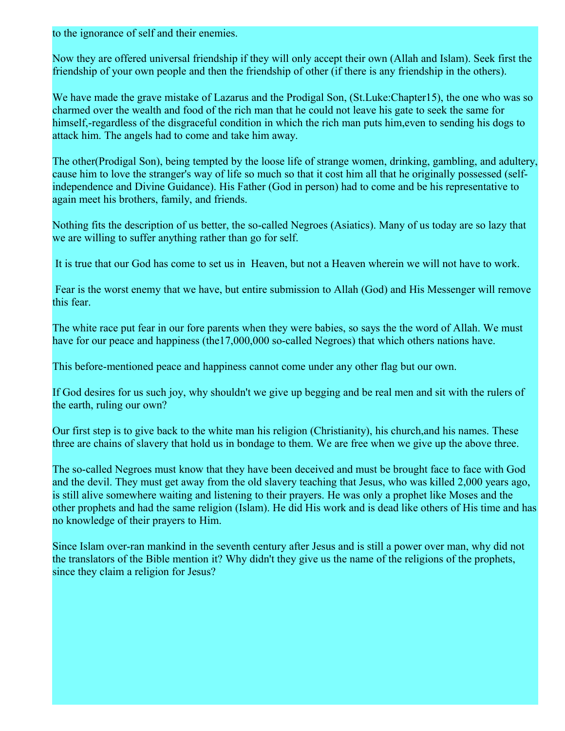to the ignorance of self and their enemies.

Now they are offered universal friendship if they will only accept their own (Allah and Islam). Seek first the friendship of your own people and then the friendship of other (if there is any friendship in the others).

We have made the grave mistake of Lazarus and the Prodigal Son, (St.Luke:Chapter15), the one who was so charmed over the wealth and food of the rich man that he could not leave his gate to seek the same for himself,-regardless of the disgraceful condition in which the rich man puts him,even to sending his dogs to attack him. The angels had to come and take him away.

The other(Prodigal Son), being tempted by the loose life of strange women, drinking, gambling, and adultery, cause him to love the stranger's way of life so much so that it cost him all that he originally possessed (self-independence and Divine Guidance). His Father (God in person) had to come and be his representative to again meet his brothers, family, and friends.

Nothing fits the description of us better, the so-called Negroes (Asiatics). Many of us today are so lazy that we are willing to suffer anything rather than go for self.

It is true that our God has come to set us in Heaven, but not a Heaven wherein we will not have to work.

Fear is the worst enemy that we have, but entire submission to Allah (God) and His Messenger will remove this fear.

The white race put fear in our fore parents when they were babies, so says the the word of Allah. We must have for our peace and happiness (the17,000,000 so-called Negroes) that which others nations have.

This before-mentioned peace and happiness cannot come under any other flag but our own.

If God desires for us such joy, why shouldn't we give up begging and be real men and sit with the rulers of the earth, ruling our own?

Our first step is to give back to the white man his religion (Christianity), his church,and his names. These three are chains of slavery that hold us in bondage to them. We are free when we give up the above three.

The so-called Negroes must know that they have been deceived and must be brought face to face with God and the devil. They must get away from the old slavery teaching that Jesus, who was killed 2,000 years ago, is still alive somewhere waiting and listening to their prayers. He was only a prophet like Moses and the other prophets and had the same religion (Islam). He did His work and is dead like others of His time and has no knowledge of their prayers to Him.

Since Islam over-ran mankind in the seventh century after Jesus and is still a power over man, why did not the translators of the Bible mention it? Why didn't they give us the name of the religions of the prophets, since they claim a religion for Jesus?